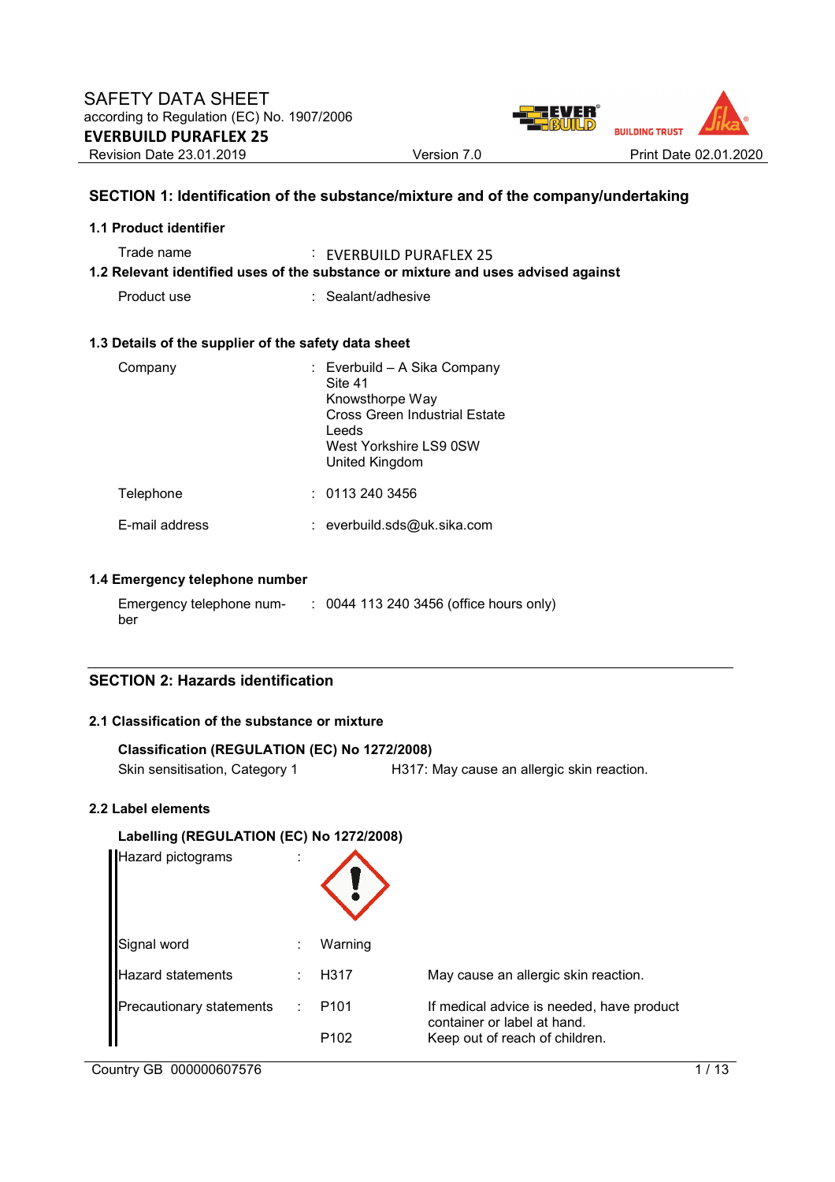SAFETY DATA SHEET
according to Regulation (EC) No. 1907/2006
**EVERBUILD PURAFLEX 25**

Revision Date 23.01.2019 Version 7.0 Print Date 02.01.2020

## SECTION 1: Identification of the substance/mixture and of the company/undertaking

### 1.1 Product identifier

| | | |
|---|---|---|
| Trade name | : | EVERBUILD PURAFLEX 25 |

### 1.2 Relevant identified uses of the substance or mixture and uses advised against

| | | |
|---|---|---|
| Product use | : | Sealant/adhesive |

### 1.3 Details of the supplier of the safety data sheet

| | | |
|---|---|---|
| Company | : | Everbuild – A Sika Company<br>Site 41<br>Knowsthorpe Way<br>Cross Green Industrial Estate<br>Leeds<br>West Yorkshire LS9 0SW<br>United Kingdom |
| Telephone | : | 0113 240 3456 |
| E-mail address | : | everbuild.sds@uk.sika.com |

### 1.4 Emergency telephone number

| | | |
|---|---|---|
| Emergency telephone number | : | 0044 113 240 3456 (office hours only) |

## SECTION 2: Hazards identification

### 2.1 Classification of the substance or mixture

**Classification (REGULATION (EC) No 1272/2008)**

| | |
|---|---|
| Skin sensitisation, Category 1 | H317: May cause an allergic skin reaction. |

### 2.2 Label elements

**Labelling (REGULATION (EC) No 1272/2008)**

| | | | |
|---|---|---|---|
| Hazard pictograms | : | | |
| Signal word | : | Warning | |
| Hazard statements | : | H317 | May cause an allergic skin reaction. |
| Precautionary statements | : | P101 | If medical advice is needed, have product container or label at hand. |
| | | P102 | Keep out of reach of children. |

Country GB 000000607576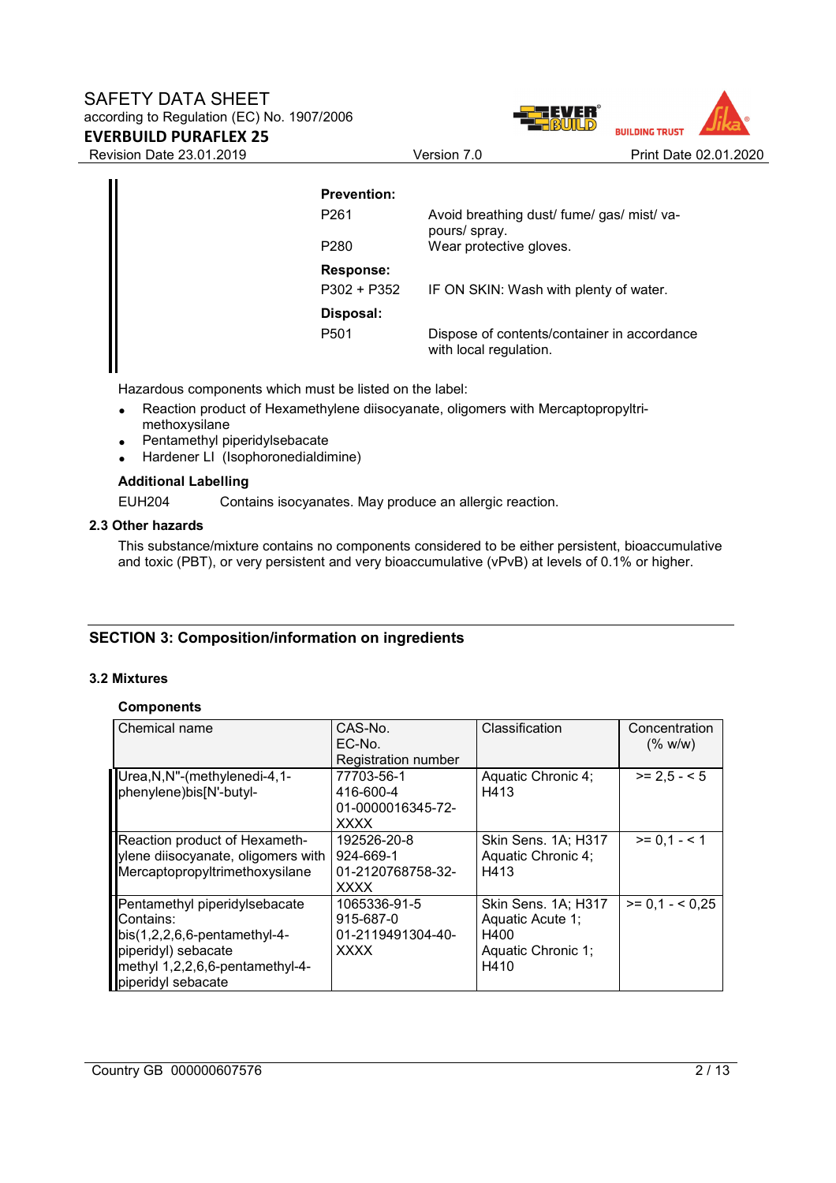**Prevention:**

| | |
|---|---|
| P261 | Avoid breathing dust/ fume/ gas/ mist/ vapours/ spray. |
| P280 | Wear protective gloves. |

**Response:**

| | |
|---|---|
| P302 + P352 | IF ON SKIN: Wash with plenty of water. |

**Disposal:**

| | |
|---|---|
| P501 | Dispose of contents/container in accordance with local regulation. |

Hazardous components which must be listed on the label:

- Reaction product of Hexamethylene diisocyanate, oligomers with Mercaptopropyltrimethoxysilane
- Pentamethyl piperidylsebacate
- Hardener LI (Isophoronedialdimine)

**Additional Labelling**

EUH204 Contains isocyanates. May produce an allergic reaction.

### 2.3 Other hazards

This substance/mixture contains no components considered to be either persistent, bioaccumulative and toxic (PBT), or very persistent and very bioaccumulative (vPvB) at levels of 0.1% or higher.

## SECTION 3: Composition/information on ingredients

### 3.2 Mixtures

**Components**

| Chemical name | CAS-No.<br>EC-No.<br>Registration number | Classification | Concentration (% w/w) |
|---|---|---|---|
| Urea,N,N''-(methylenedi-4,1-phenylene)bis[N'-butyl- | 77703-56-1<br>416-600-4<br>01-0000016345-72-XXXX | Aquatic Chronic 4; H413 | >= 2,5 - < 5 |
| Reaction product of Hexamethylene diisocyanate, oligomers with Mercaptopropyltrimethoxysilane | 192526-20-8<br>924-669-1<br>01-2120768758-32-XXXX | Skin Sens. 1A; H317<br>Aquatic Chronic 4; H413 | >= 0,1 - < 1 |
| Pentamethyl piperidylsebacate<br>Contains:<br>bis(1,2,2,6,6-pentamethyl-4-piperidyl) sebacate<br>methyl 1,2,2,6,6-pentamethyl-4-piperidyl sebacate | 1065336-91-5<br>915-687-0<br>01-2119491304-40-XXXX | Skin Sens. 1A; H317<br>Aquatic Acute 1; H400<br>Aquatic Chronic 1; H410 | >= 0,1 - < 0,25 |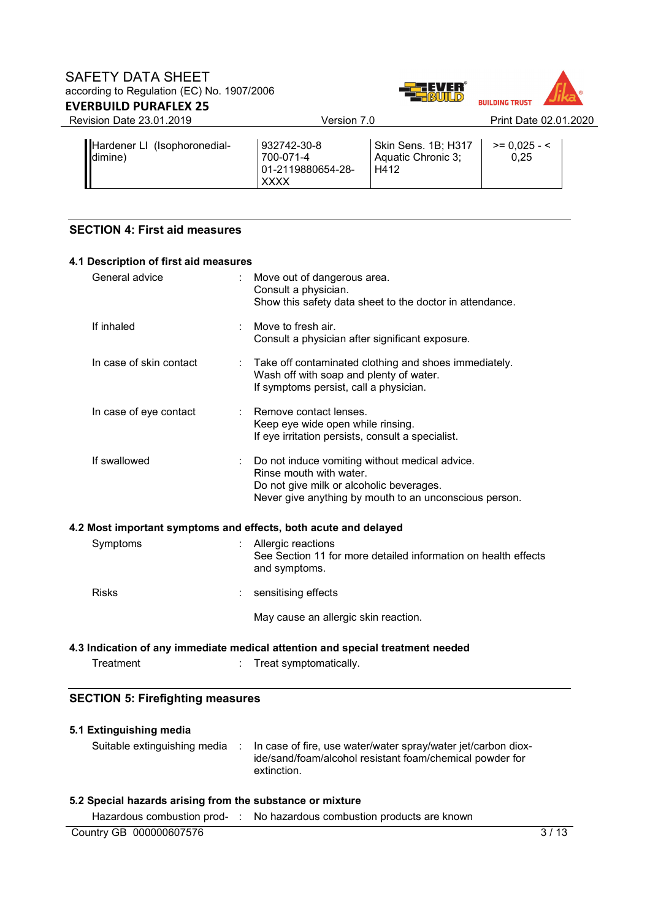| | | | |
|---|---|---|---|
| Hardener LI (Isophoronedial-dimine) | 932742-30-8<br>700-071-4<br>01-2119880654-28-XXXX | Skin Sens. 1B; H317<br>Aquatic Chronic 3; H412 | >= 0,025 - < 0,25 |

## SECTION 4: First aid measures

### 4.1 Description of first aid measures

General advice : Move out of dangerous area.
Consult a physician.
Show this safety data sheet to the doctor in attendance.

If inhaled : Move to fresh air.
Consult a physician after significant exposure.

In case of skin contact : Take off contaminated clothing and shoes immediately.
Wash off with soap and plenty of water.
If symptoms persist, call a physician.

In case of eye contact : Remove contact lenses.
Keep eye wide open while rinsing.
If eye irritation persists, consult a specialist.

If swallowed : Do not induce vomiting without medical advice.
Rinse mouth with water.
Do not give milk or alcoholic beverages.
Never give anything by mouth to an unconscious person.

### 4.2 Most important symptoms and effects, both acute and delayed

Symptoms : Allergic reactions
See Section 11 for more detailed information on health effects and symptoms.

Risks : sensitising effects

May cause an allergic skin reaction.

### 4.3 Indication of any immediate medical attention and special treatment needed

Treatment : Treat symptomatically.

## SECTION 5: Firefighting measures

### 5.1 Extinguishing media

Suitable extinguishing media : In case of fire, use water/water spray/water jet/carbon dioxide/sand/foam/alcohol resistant foam/chemical powder for extinction.

### 5.2 Special hazards arising from the substance or mixture

Hazardous combustion prod- : No hazardous combustion products are known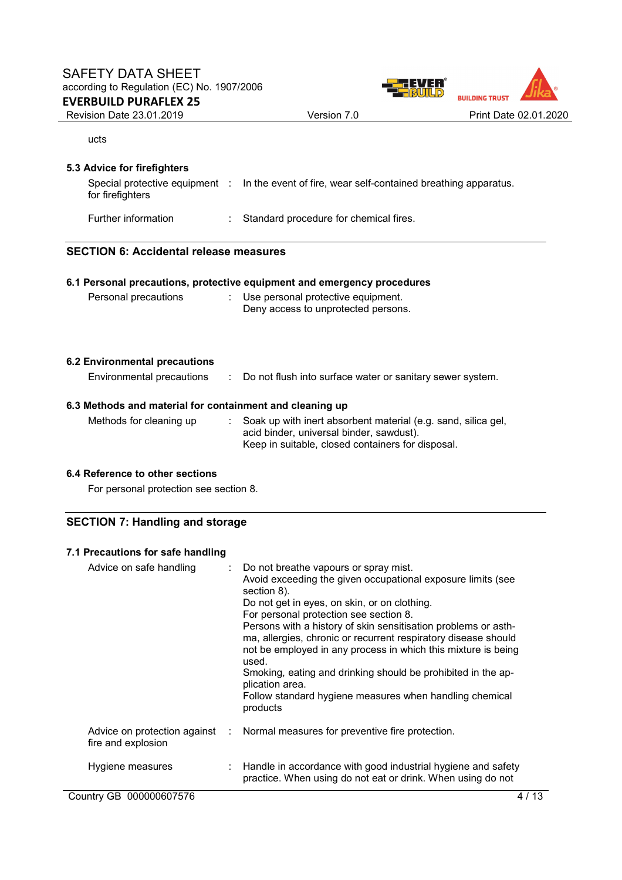ucts

### 5.3 Advice for firefighters

| | | |
|---|---|---|
| Special protective equipment for firefighters | : | In the event of fire, wear self-contained breathing apparatus. |
| Further information | : | Standard procedure for chemical fires. |

## SECTION 6: Accidental release measures

### 6.1 Personal precautions, protective equipment and emergency procedures

| | | |
|---|---|---|
| Personal precautions | : | Use personal protective equipment.<br>Deny access to unprotected persons. |

### 6.2 Environmental precautions

| | | |
|---|---|---|
| Environmental precautions | : | Do not flush into surface water or sanitary sewer system. |

### 6.3 Methods and material for containment and cleaning up

| | | |
|---|---|---|
| Methods for cleaning up | : | Soak up with inert absorbent material (e.g. sand, silica gel, acid binder, universal binder, sawdust).<br>Keep in suitable, closed containers for disposal. |

### 6.4 Reference to other sections

For personal protection see section 8.

## SECTION 7: Handling and storage

### 7.1 Precautions for safe handling

| | | |
|---|---|---|
| Advice on safe handling | : | Do not breathe vapours or spray mist.<br>Avoid exceeding the given occupational exposure limits (see section 8).<br>Do not get in eyes, on skin, or on clothing.<br>For personal protection see section 8.<br>Persons with a history of skin sensitisation problems or asthma, allergies, chronic or recurrent respiratory disease should not be employed in any process in which this mixture is being used.<br>Smoking, eating and drinking should be prohibited in the application area.<br>Follow standard hygiene measures when handling chemical products |
| Advice on protection against fire and explosion | : | Normal measures for preventive fire protection. |
| Hygiene measures | : | Handle in accordance with good industrial hygiene and safety practice. When using do not eat or drink. When using do not |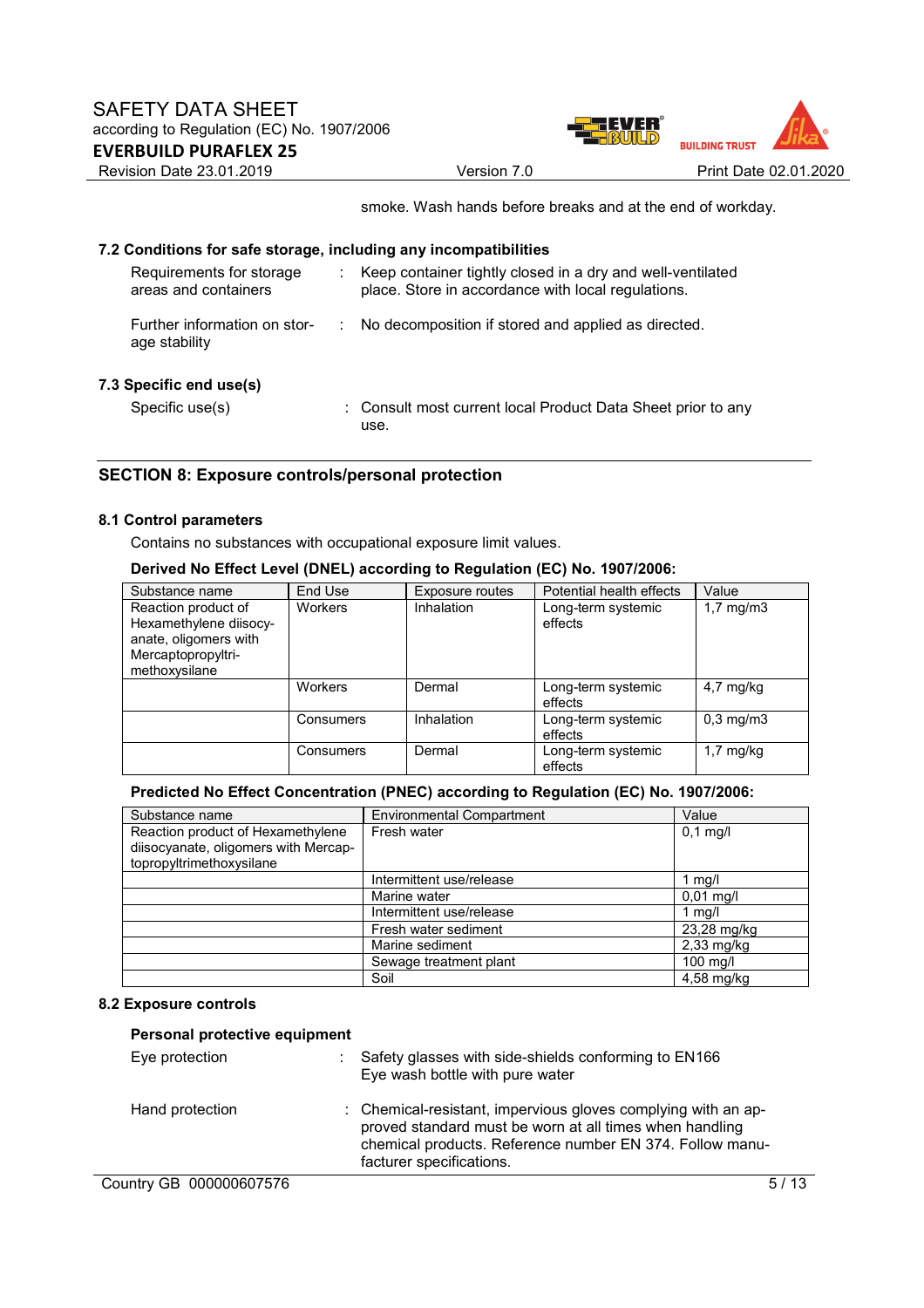smoke. Wash hands before breaks and at the end of workday.

### 7.2 Conditions for safe storage, including any incompatibilities

Requirements for storage areas and containers : Keep container tightly closed in a dry and well-ventilated place. Store in accordance with local regulations.

Further information on storage stability : No decomposition if stored and applied as directed.

### 7.3 Specific end use(s)

Specific use(s) : Consult most current local Product Data Sheet prior to any use.

## SECTION 8: Exposure controls/personal protection

### 8.1 Control parameters

Contains no substances with occupational exposure limit values.

**Derived No Effect Level (DNEL) according to Regulation (EC) No. 1907/2006:**

| Substance name | End Use | Exposure routes | Potential health effects | Value |
|---|---|---|---|---|
| Reaction product of Hexamethylene diisocyanate, oligomers with Mercaptopropyltrimethoxysilane | Workers | Inhalation | Long-term systemic effects | 1,7 mg/m3 |
| | Workers | Dermal | Long-term systemic effects | 4,7 mg/kg |
| | Consumers | Inhalation | Long-term systemic effects | 0,3 mg/m3 |
| | Consumers | Dermal | Long-term systemic effects | 1,7 mg/kg |

**Predicted No Effect Concentration (PNEC) according to Regulation (EC) No. 1907/2006:**

| Substance name | Environmental Compartment | Value |
|---|---|---|
| Reaction product of Hexamethylene diisocyanate, oligomers with Mercaptopropyltrimethoxysilane | Fresh water | 0,1 mg/l |
| | Intermittent use/release | 1 mg/l |
| | Marine water | 0,01 mg/l |
| | Intermittent use/release | 1 mg/l |
| | Fresh water sediment | 23,28 mg/kg |
| | Marine sediment | 2,33 mg/kg |
| | Sewage treatment plant | 100 mg/l |
| | Soil | 4,58 mg/kg |

### 8.2 Exposure controls

**Personal protective equipment**

Eye protection : Safety glasses with side-shields conforming to EN166
Eye wash bottle with pure water

Hand protection : Chemical-resistant, impervious gloves complying with an approved standard must be worn at all times when handling chemical products. Reference number EN 374. Follow manufacturer specifications.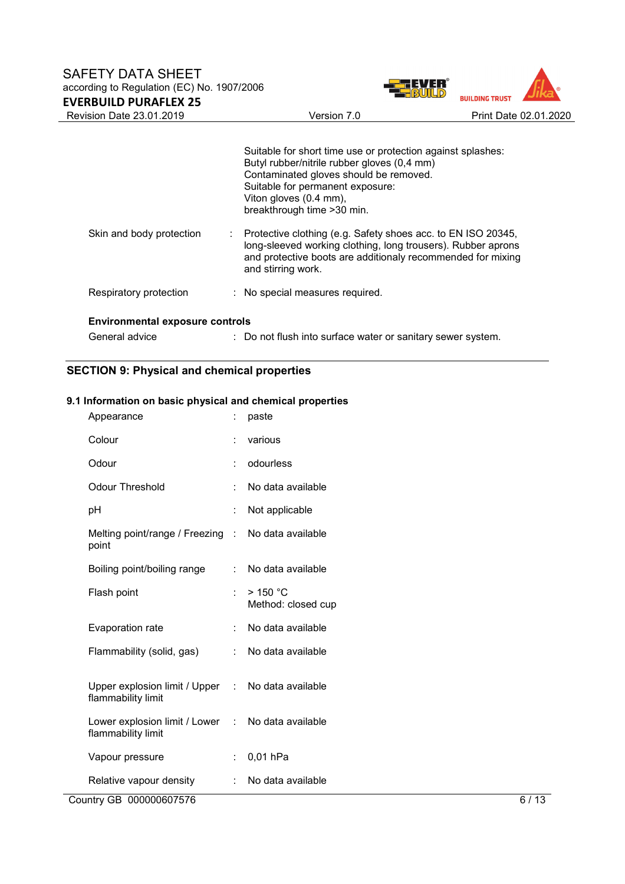| | | |
|---|---|---|
| | | Suitable for short time use or protection against splashes: Butyl rubber/nitrile rubber gloves (0,4 mm) Contaminated gloves should be removed. Suitable for permanent exposure: Viton gloves (0.4 mm), breakthrough time >30 min. |
| Skin and body protection | : | Protective clothing (e.g. Safety shoes acc. to EN ISO 20345, long-sleeved working clothing, long trousers). Rubber aprons and protective boots are additionaly recommended for mixing and stirring work. |
| Respiratory protection | : | No special measures required. |

**Environmental exposure controls**

| | | |
|---|---|---|
| General advice | : | Do not flush into surface water or sanitary sewer system. |

## SECTION 9: Physical and chemical properties

### 9.1 Information on basic physical and chemical properties

| | | |
|---|---|---|
| Appearance | : | paste |
| Colour | : | various |
| Odour | : | odourless |
| Odour Threshold | : | No data available |
| pH | : | Not applicable |
| Melting point/range / Freezing point | : | No data available |
| Boiling point/boiling range | : | No data available |
| Flash point | : | > 150 °C<br>Method: closed cup |
| Evaporation rate | : | No data available |
| Flammability (solid, gas) | : | No data available |
| Upper explosion limit / Upper flammability limit | : | No data available |
| Lower explosion limit / Lower flammability limit | : | No data available |
| Vapour pressure | : | 0,01 hPa |
| Relative vapour density | : | No data available |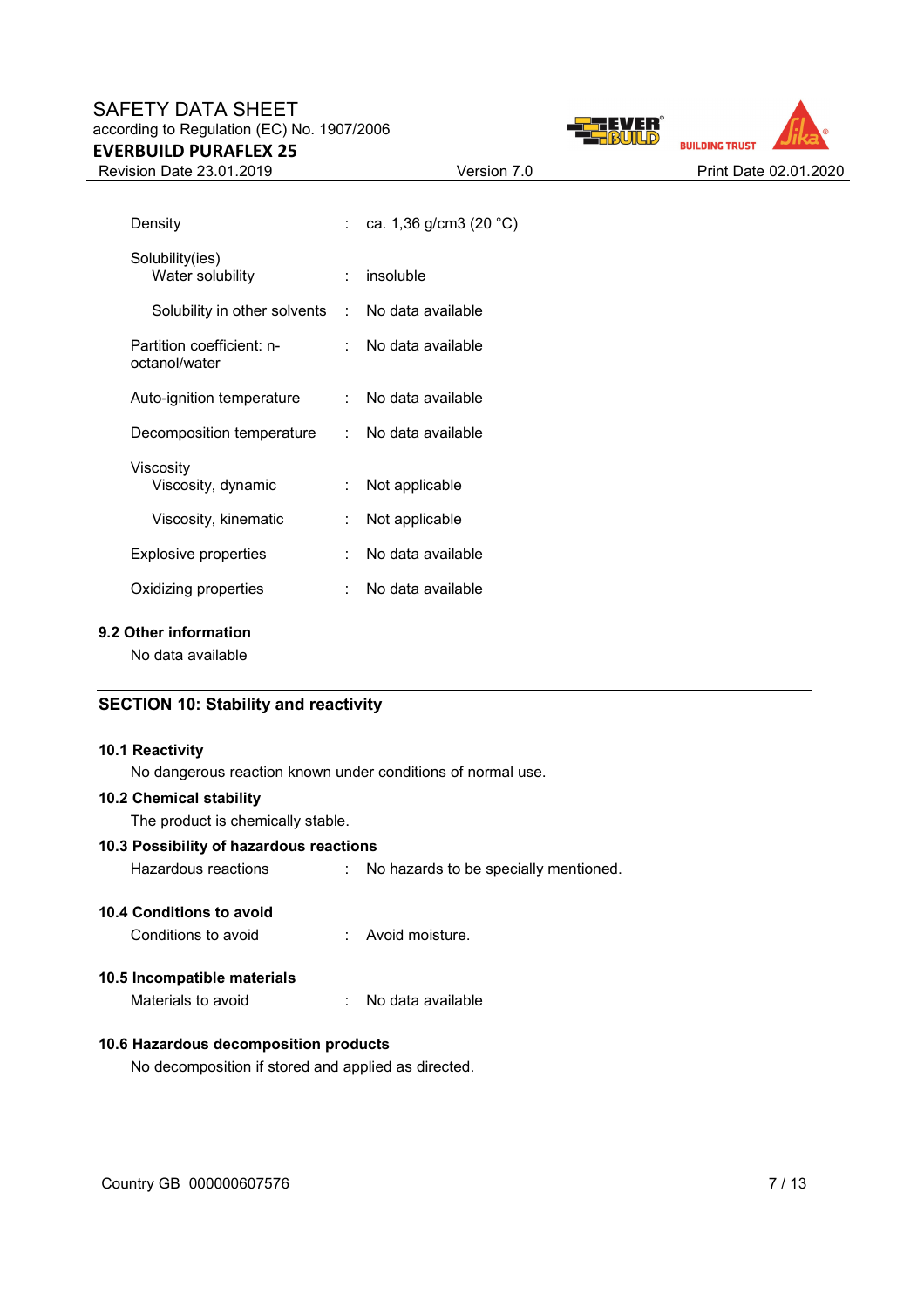| | | |
|---|---|---|
| Density | : | ca. 1,36 g/cm3 (20 °C) |
| Solubility(ies)<br>Water solubility | : | insoluble |
| Solubility in other solvents | : | No data available |
| Partition coefficient: n-octanol/water | : | No data available |
| Auto-ignition temperature | : | No data available |
| Decomposition temperature | : | No data available |
| Viscosity<br>Viscosity, dynamic | : | Not applicable |
| Viscosity, kinematic | : | Not applicable |
| Explosive properties | : | No data available |
| Oxidizing properties | : | No data available |

**9.2 Other information**

No data available

## SECTION 10: Stability and reactivity

**10.1 Reactivity**

No dangerous reaction known under conditions of normal use.

**10.2 Chemical stability**

The product is chemically stable.

**10.3 Possibility of hazardous reactions**

Hazardous reactions : No hazards to be specially mentioned.

**10.4 Conditions to avoid**

Conditions to avoid : Avoid moisture.

**10.5 Incompatible materials**

Materials to avoid : No data available

**10.6 Hazardous decomposition products**

No decomposition if stored and applied as directed.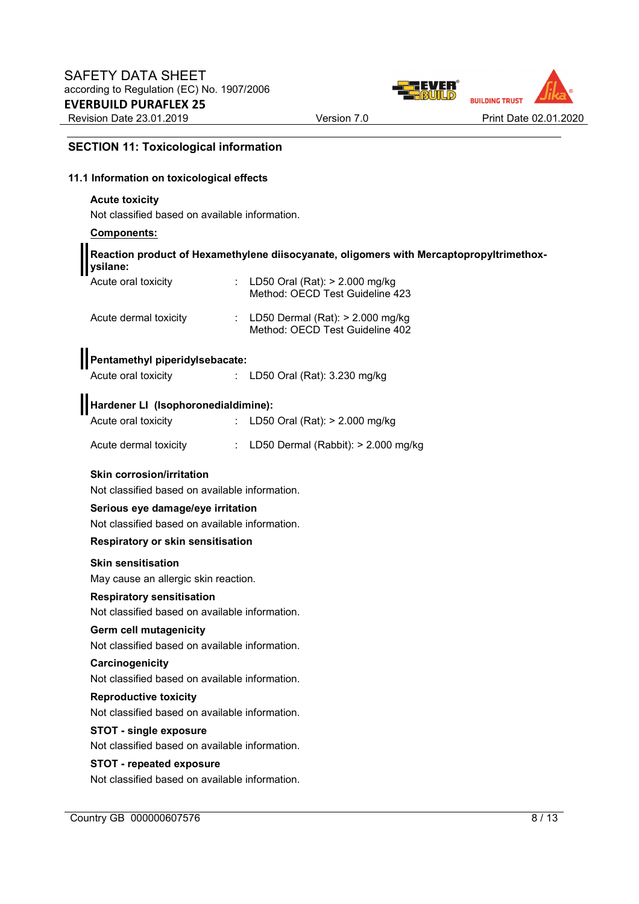## SECTION 11: Toxicological information

### 11.1 Information on toxicological effects

**Acute toxicity**

Not classified based on available information.

**Components:**

**Reaction product of Hexamethylene diisocyanate, oligomers with Mercaptopropyltrimethoxysilane:**

| | | |
|---|---|---|
| Acute oral toxicity | : | LD50 Oral (Rat): > 2.000 mg/kg<br>Method: OECD Test Guideline 423 |
| Acute dermal toxicity | : | LD50 Dermal (Rat): > 2.000 mg/kg<br>Method: OECD Test Guideline 402 |

**Pentamethyl piperidylsebacate:**

| | | |
|---|---|---|
| Acute oral toxicity | : | LD50 Oral (Rat): 3.230 mg/kg |

**Hardener LI (Isophoronedialdimine):**

| | | |
|---|---|---|
| Acute oral toxicity | : | LD50 Oral (Rat): > 2.000 mg/kg |
| Acute dermal toxicity | : | LD50 Dermal (Rabbit): > 2.000 mg/kg |

**Skin corrosion/irritation**

Not classified based on available information.

**Serious eye damage/eye irritation**

Not classified based on available information.

**Respiratory or skin sensitisation**

**Skin sensitisation**

May cause an allergic skin reaction.

**Respiratory sensitisation**

Not classified based on available information.

**Germ cell mutagenicity**

Not classified based on available information.

**Carcinogenicity**

Not classified based on available information.

**Reproductive toxicity**

Not classified based on available information.

**STOT - single exposure**

Not classified based on available information.

**STOT - repeated exposure**

Not classified based on available information.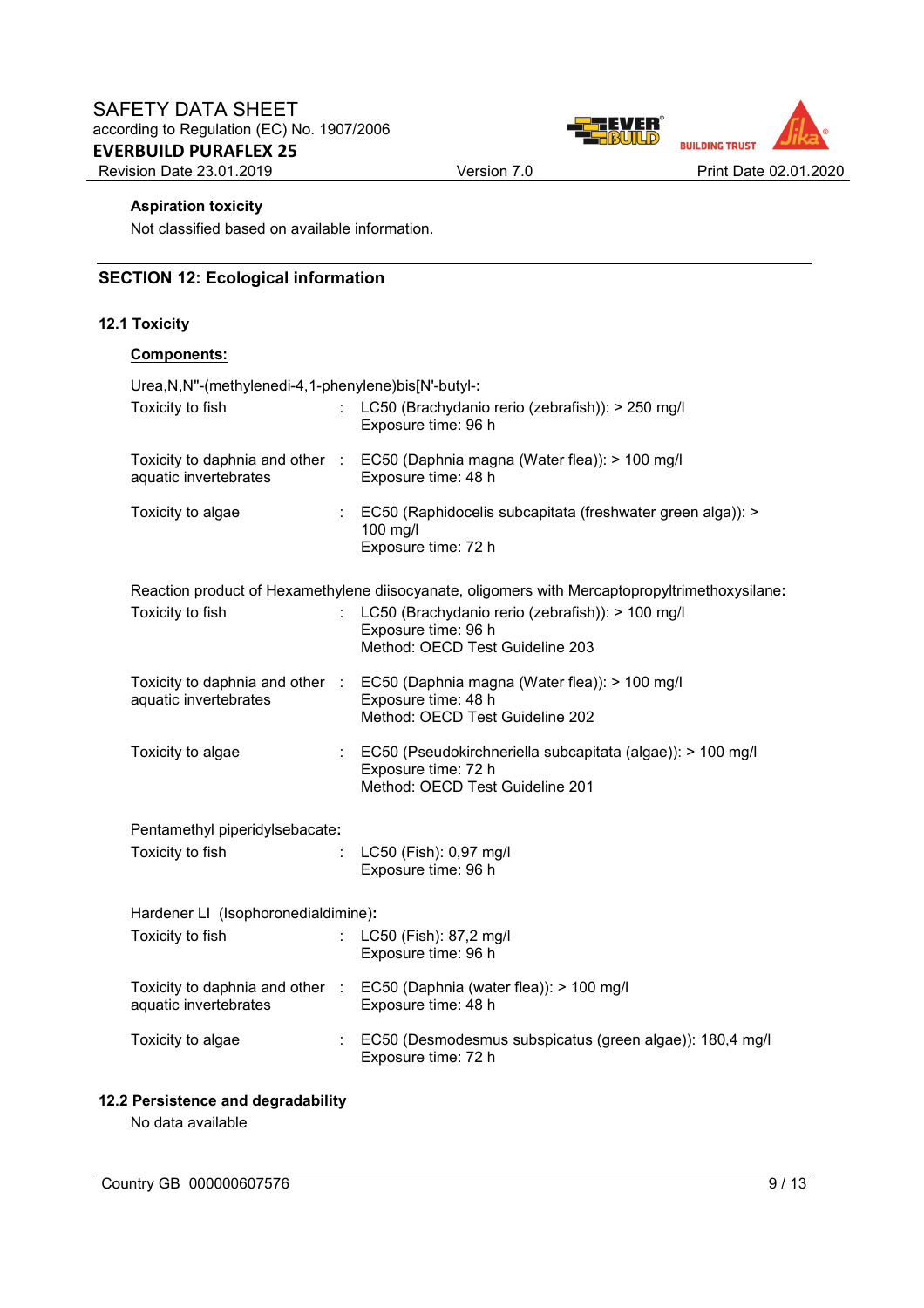**Aspiration toxicity**

Not classified based on available information.

## SECTION 12: Ecological information

### 12.1 Toxicity

**Components:**

Urea,N,N''-(methylenedi-4,1-phenylene)bis[N'-butyl-:

| | | |
|---|---|---|
| Toxicity to fish | : | LC50 (Brachydanio rerio (zebrafish)): > 250 mg/l<br>Exposure time: 96 h |
| Toxicity to daphnia and other aquatic invertebrates | : | EC50 (Daphnia magna (Water flea)): > 100 mg/l<br>Exposure time: 48 h |
| Toxicity to algae | : | EC50 (Raphidocelis subcapitata (freshwater green alga)): > 100 mg/l<br>Exposure time: 72 h |

Reaction product of Hexamethylene diisocyanate, oligomers with Mercaptopropyltrimethoxysilane:

| | | |
|---|---|---|
| Toxicity to fish | : | LC50 (Brachydanio rerio (zebrafish)): > 100 mg/l<br>Exposure time: 96 h<br>Method: OECD Test Guideline 203 |
| Toxicity to daphnia and other aquatic invertebrates | : | EC50 (Daphnia magna (Water flea)): > 100 mg/l<br>Exposure time: 48 h<br>Method: OECD Test Guideline 202 |
| Toxicity to algae | : | EC50 (Pseudokirchneriella subcapitata (algae)): > 100 mg/l<br>Exposure time: 72 h<br>Method: OECD Test Guideline 201 |

Pentamethyl piperidylsebacate:

| | | |
|---|---|---|
| Toxicity to fish | : | LC50 (Fish): 0,97 mg/l<br>Exposure time: 96 h |

Hardener LI (Isophoronedialdimine):

| | | |
|---|---|---|
| Toxicity to fish | : | LC50 (Fish): 87,2 mg/l<br>Exposure time: 96 h |
| Toxicity to daphnia and other aquatic invertebrates | : | EC50 (Daphnia (water flea)): > 100 mg/l<br>Exposure time: 48 h |
| Toxicity to algae | : | EC50 (Desmodesmus subspicatus (green algae)): 180,4 mg/l<br>Exposure time: 72 h |

### 12.2 Persistence and degradability

No data available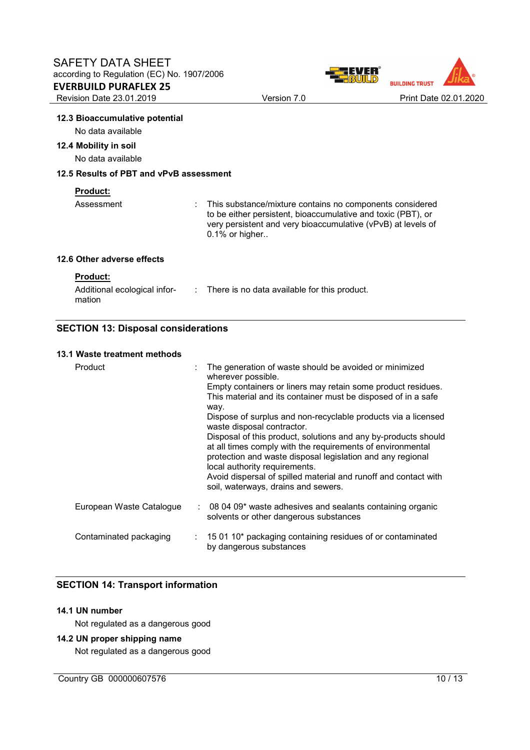### 12.3 Bioaccumulative potential

No data available

### 12.4 Mobility in soil

No data available

### 12.5 Results of PBT and vPvB assessment

**Product:**

| | | |
|---|---|---|
| Assessment | : | This substance/mixture contains no components considered to be either persistent, bioaccumulative and toxic (PBT), or very persistent and very bioaccumulative (vPvB) at levels of 0.1% or higher.. |

### 12.6 Other adverse effects

**Product:**

| | | |
|---|---|---|
| Additional ecological information | : | There is no data available for this product. |

## SECTION 13: Disposal considerations

### 13.1 Waste treatment methods

| | | |
|---|---|---|
| Product | : | The generation of waste should be avoided or minimized wherever possible. Empty containers or liners may retain some product residues. This material and its container must be disposed of in a safe way. Dispose of surplus and non-recyclable products via a licensed waste disposal contractor. Disposal of this product, solutions and any by-products should at all times comply with the requirements of environmental protection and waste disposal legislation and any regional local authority requirements. Avoid dispersal of spilled material and runoff and contact with soil, waterways, drains and sewers. |
| European Waste Catalogue | : | 08 04 09* waste adhesives and sealants containing organic solvents or other dangerous substances |
| Contaminated packaging | : | 15 01 10* packaging containing residues of or contaminated by dangerous substances |

## SECTION 14: Transport information

### 14.1 UN number

Not regulated as a dangerous good

### 14.2 UN proper shipping name

Not regulated as a dangerous good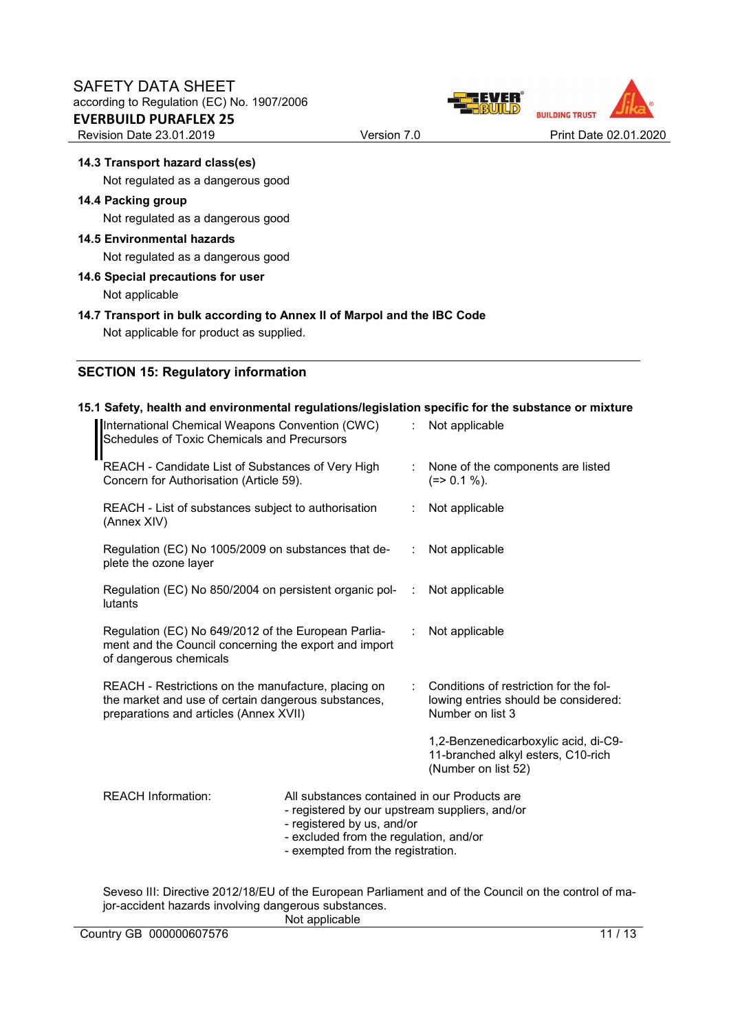**14.3 Transport hazard class(es)**

Not regulated as a dangerous good

**14.4 Packing group**

Not regulated as a dangerous good

**14.5 Environmental hazards**

Not regulated as a dangerous good

**14.6 Special precautions for user**

Not applicable

**14.7 Transport in bulk according to Annex II of Marpol and the IBC Code**

Not applicable for product as supplied.

## SECTION 15: Regulatory information

**15.1 Safety, health and environmental regulations/legislation specific for the substance or mixture**

| | | |
|---|---|---|
| International Chemical Weapons Convention (CWC) Schedules of Toxic Chemicals and Precursors | : | Not applicable |
| REACH - Candidate List of Substances of Very High Concern for Authorisation (Article 59). | : | None of the components are listed (=> 0.1 %). |
| REACH - List of substances subject to authorisation (Annex XIV) | : | Not applicable |
| Regulation (EC) No 1005/2009 on substances that deplete the ozone layer | : | Not applicable |
| Regulation (EC) No 850/2004 on persistent organic pollutants | : | Not applicable |
| Regulation (EC) No 649/2012 of the European Parliament and the Council concerning the export and import of dangerous chemicals | : | Not applicable |
| REACH - Restrictions on the manufacture, placing on the market and use of certain dangerous substances, preparations and articles (Annex XVII) | : | Conditions of restriction for the following entries should be considered: Number on list 3<br><br>1,2-Benzenedicarboxylic acid, di-C9-11-branched alkyl esters, C10-rich (Number on list 52) |

REACH Information: All substances contained in our Products are
- registered by our upstream suppliers, and/or
- registered by us, and/or
- excluded from the regulation, and/or
- exempted from the registration.

Seveso III: Directive 2012/18/EU of the European Parliament and of the Council on the control of major-accident hazards involving dangerous substances.

Not applicable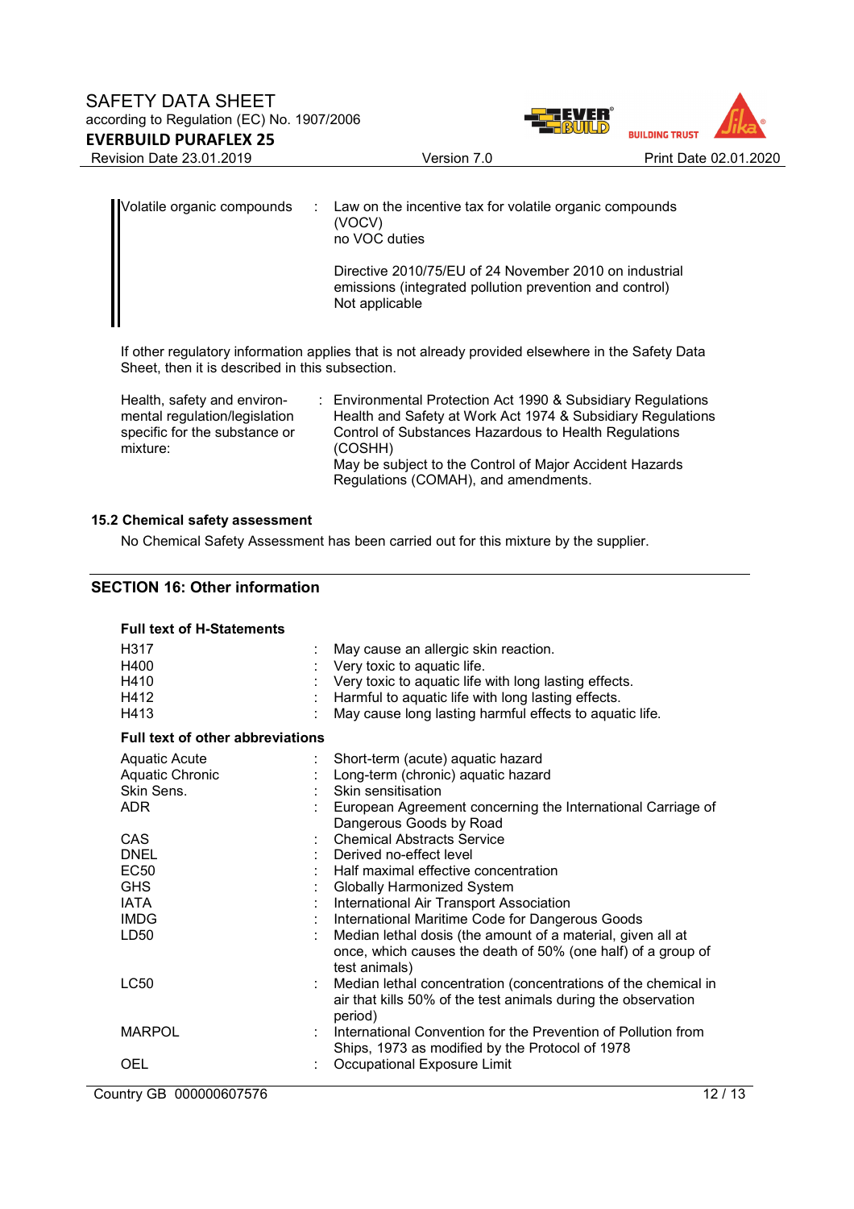| | | |
|---|---|---|
| Volatile organic compounds | : | Law on the incentive tax for volatile organic compounds (VOCV)<br>no VOC duties<br><br>Directive 2010/75/EU of 24 November 2010 on industrial emissions (integrated pollution prevention and control)<br>Not applicable |

If other regulatory information applies that is not already provided elsewhere in the Safety Data Sheet, then it is described in this subsection.

| | | |
|---|---|---|
| Health, safety and environmental regulation/legislation specific for the substance or mixture: | : | Environmental Protection Act 1990 & Subsidiary Regulations<br>Health and Safety at Work Act 1974 & Subsidiary Regulations<br>Control of Substances Hazardous to Health Regulations (COSHH)<br>May be subject to the Control of Major Accident Hazards Regulations (COMAH), and amendments. |

### 15.2 Chemical safety assessment

No Chemical Safety Assessment has been carried out for this mixture by the supplier.

## SECTION 16: Other information

**Full text of H-Statements**

| | | |
|---|---|---|
| H317 | : | May cause an allergic skin reaction. |
| H400 | : | Very toxic to aquatic life. |
| H410 | : | Very toxic to aquatic life with long lasting effects. |
| H412 | : | Harmful to aquatic life with long lasting effects. |
| H413 | : | May cause long lasting harmful effects to aquatic life. |

**Full text of other abbreviations**

| | | |
|---|---|---|
| Aquatic Acute | : | Short-term (acute) aquatic hazard |
| Aquatic Chronic | : | Long-term (chronic) aquatic hazard |
| Skin Sens. | : | Skin sensitisation |
| ADR | : | European Agreement concerning the International Carriage of Dangerous Goods by Road |
| CAS | : | Chemical Abstracts Service |
| DNEL | : | Derived no-effect level |
| EC50 | : | Half maximal effective concentration |
| GHS | : | Globally Harmonized System |
| IATA | : | International Air Transport Association |
| IMDG | : | International Maritime Code for Dangerous Goods |
| LD50 | : | Median lethal dosis (the amount of a material, given all at once, which causes the death of 50% (one half) of a group of test animals) |
| LC50 | : | Median lethal concentration (concentrations of the chemical in air that kills 50% of the test animals during the observation period) |
| MARPOL | : | International Convention for the Prevention of Pollution from Ships, 1973 as modified by the Protocol of 1978 |
| OEL | : | Occupational Exposure Limit |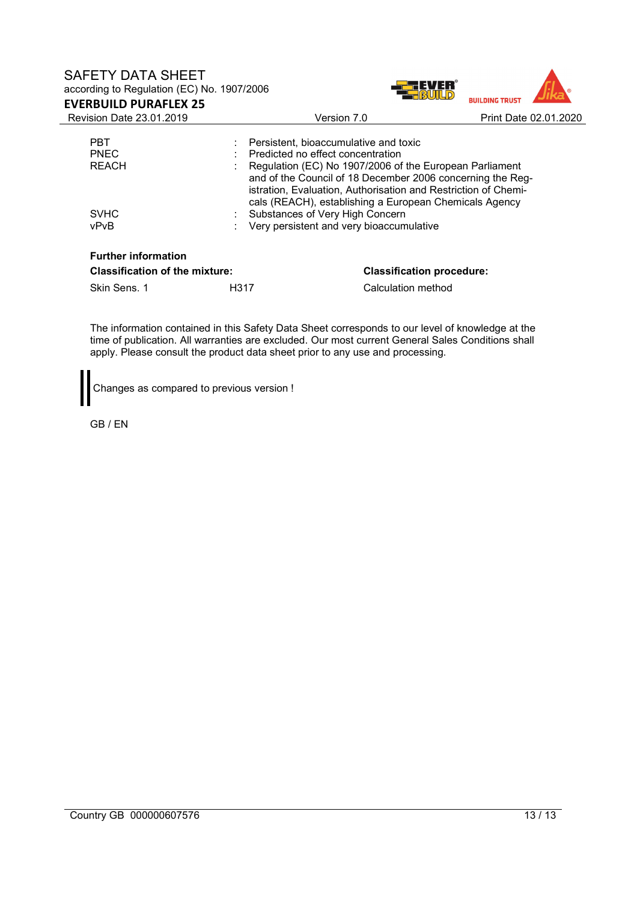| | | |
|---|---|---|
| PBT | : | Persistent, bioaccumulative and toxic |
| PNEC | : | Predicted no effect concentration |
| REACH | : | Regulation (EC) No 1907/2006 of the European Parliament and of the Council of 18 December 2006 concerning the Registration, Evaluation, Authorisation and Restriction of Chemicals (REACH), establishing a European Chemicals Agency |
| SVHC | : | Substances of Very High Concern |
| vPvB | : | Very persistent and very bioaccumulative |

**Further information**

| **Classification of the mixture:** | | **Classification procedure:** |
|---|---|---|
| Skin Sens. 1 | H317 | Calculation method |

The information contained in this Safety Data Sheet corresponds to our level of knowledge at the time of publication. All warranties are excluded. Our most current General Sales Conditions shall apply. Please consult the product data sheet prior to any use and processing.

Changes as compared to previous version !

GB / EN